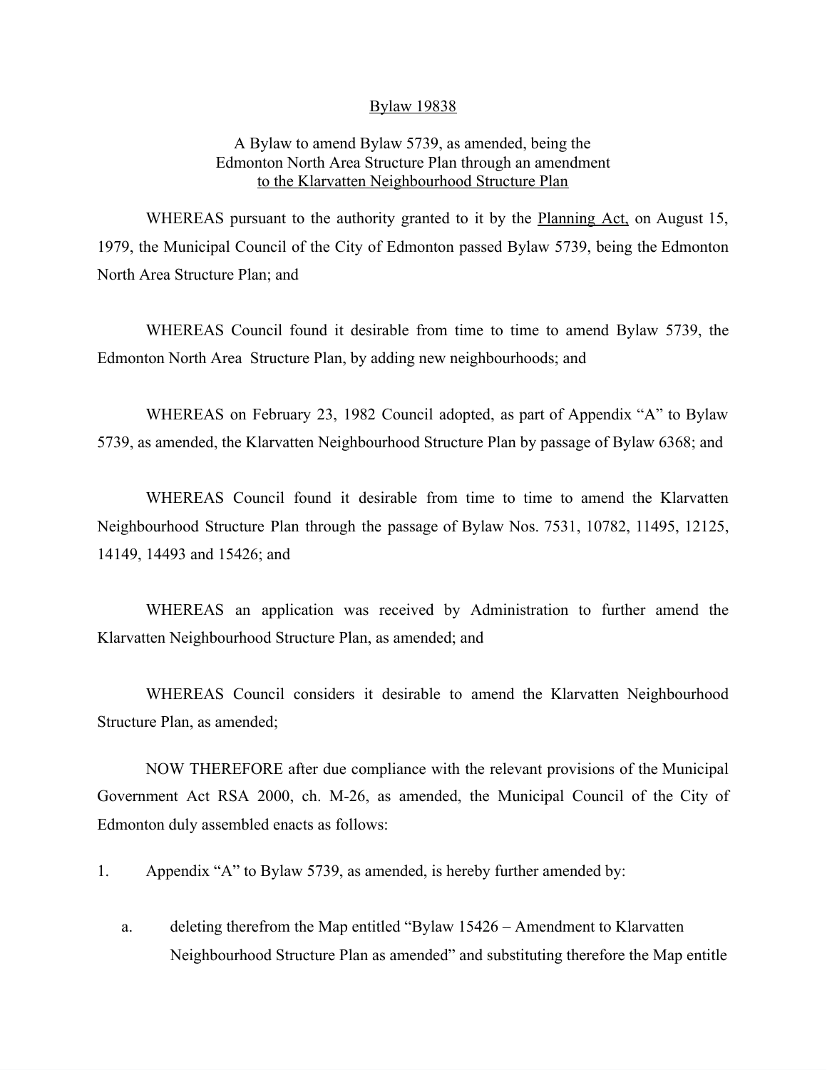Bylaw 19838

A Bylaw to amend Bylaw 5739, as amended, being the Edmonton North Area Structure Plan through an amendment to the Klarvatten Neighbourhood Structure Plan

WHEREAS pursuant to the authority granted to it by the Planning Act, on August 15, 1979, the Municipal Council of the City of Edmonton passed Bylaw 5739, being the Edmonton North Area Structure Plan; and

WHEREAS Council found it desirable from time to time to amend Bylaw 5739, the Edmonton North Area Structure Plan, by adding new neighbourhoods; and

WHEREAS on February 23, 1982 Council adopted, as part of Appendix "A" to Bylaw 5739, as amended, the Klarvatten Neighbourhood Structure Plan by passage of Bylaw 6368; and

WHEREAS Council found it desirable from time to time to amend the Klarvatten Neighbourhood Structure Plan through the passage of Bylaw Nos. 7531, 10782, 11495, 12125, 14149, 14493 and 15426; and

WHEREAS an application was received by Administration to further amend the Klarvatten Neighbourhood Structure Plan, as amended; and

WHEREAS Council considers it desirable to amend the Klarvatten Neighbourhood Structure Plan, as amended;

NOW THEREFORE after due compliance with the relevant provisions of the Municipal Government Act RSA 2000, ch. M-26, as amended, the Municipal Council of the City of Edmonton duly assembled enacts as follows:

1. Appendix "A" to Bylaw 5739, as amended, is hereby further amended by:

   a. deleting therefrom the Map entitled "Bylaw 15426 – Amendment to Klarvatten Neighbourhood Structure Plan as amended" and substituting therefore the Map entitle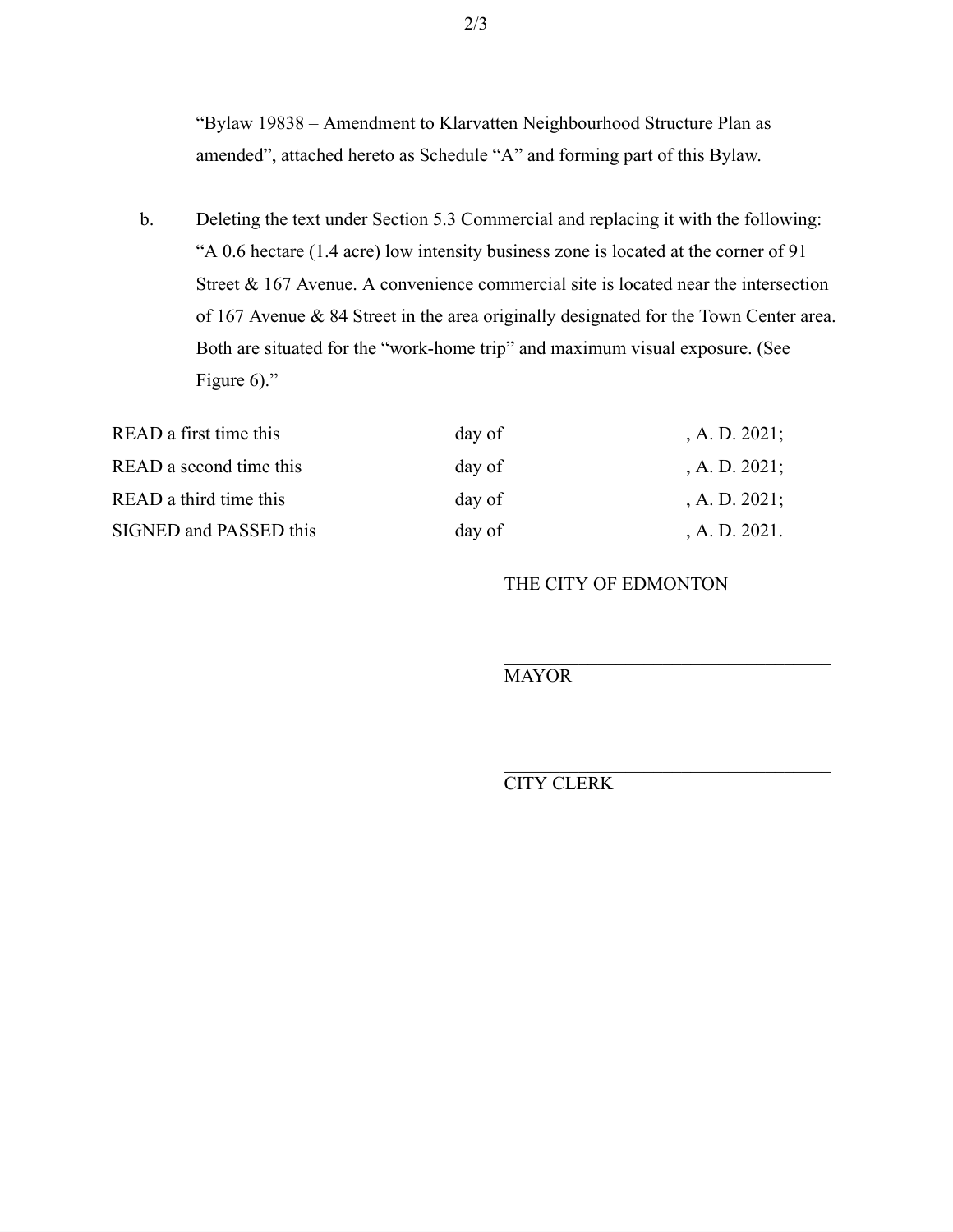"Bylaw 19838 – Amendment to Klarvatten Neighbourhood Structure Plan as amended", attached hereto as Schedule "A" and forming part of this Bylaw.

b. Deleting the text under Section 5.3 Commercial and replacing it with the following: "A 0.6 hectare (1.4 acre) low intensity business zone is located at the corner of 91 Street & 167 Avenue. A convenience commercial site is located near the intersection of 167 Avenue & 84 Street in the area originally designated for the Town Center area. Both are situated for the "work-home trip" and maximum visual exposure. (See Figure 6)."

| | | |
|---|---|---|
| READ a first time this | day of | , A. D. 2021; |
| READ a second time this | day of | , A. D. 2021; |
| READ a third time this | day of | , A. D. 2021; |
| SIGNED and PASSED this | day of | , A. D. 2021. |

THE CITY OF EDMONTON

\_\_\_\_\_\_\_\_\_\_\_\_\_\_\_\_\_\_\_\_\_\_\_\_\_\_\_\_\_\_\_\_\_\_\_\_

MAYOR

\_\_\_\_\_\_\_\_\_\_\_\_\_\_\_\_\_\_\_\_\_\_\_\_\_\_\_\_\_\_\_\_\_\_\_\_

CITY CLERK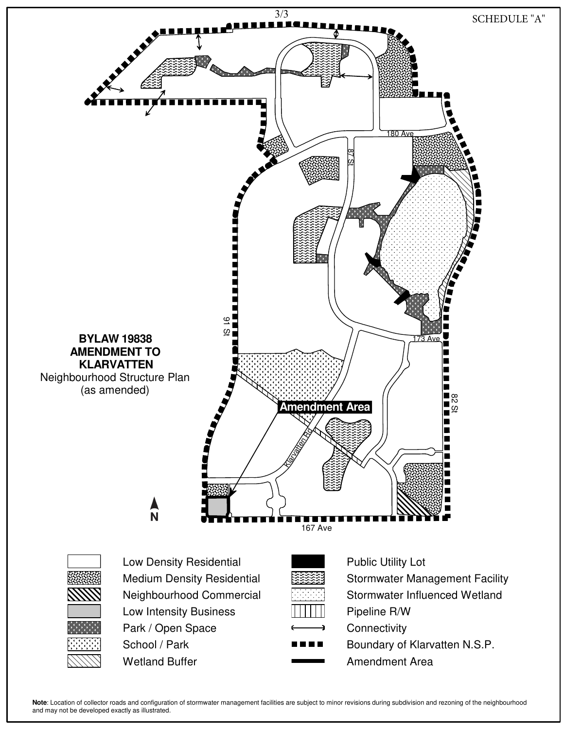SCHEDULE "A"

**BYLAW 19838**
**AMENDMENT TO**
**KLARVATTEN**
Neighbourhood Structure Plan
(as amended)

180 Ave

87 St

91 St

173 Ave

82 St

Klarvatten Rd

**Amendment Area**

167 Ave

N

- Low Density Residential
- Medium Density Residential
- Neighbourhood Commercial
- Low Intensity Business
- Park / Open Space
- School / Park
- Wetland Buffer
- Public Utility Lot
- Stormwater Management Facility
- Stormwater Influenced Wetland
- Pipeline R/W
- Connectivity
- Boundary of Klarvatten N.S.P.
- Amendment Area

**Note**: Location of collector roads and configuration of stormwater management facilities are subject to minor revisions during subdivision and rezoning of the neighbourhood and may not be developed exactly as illustrated.